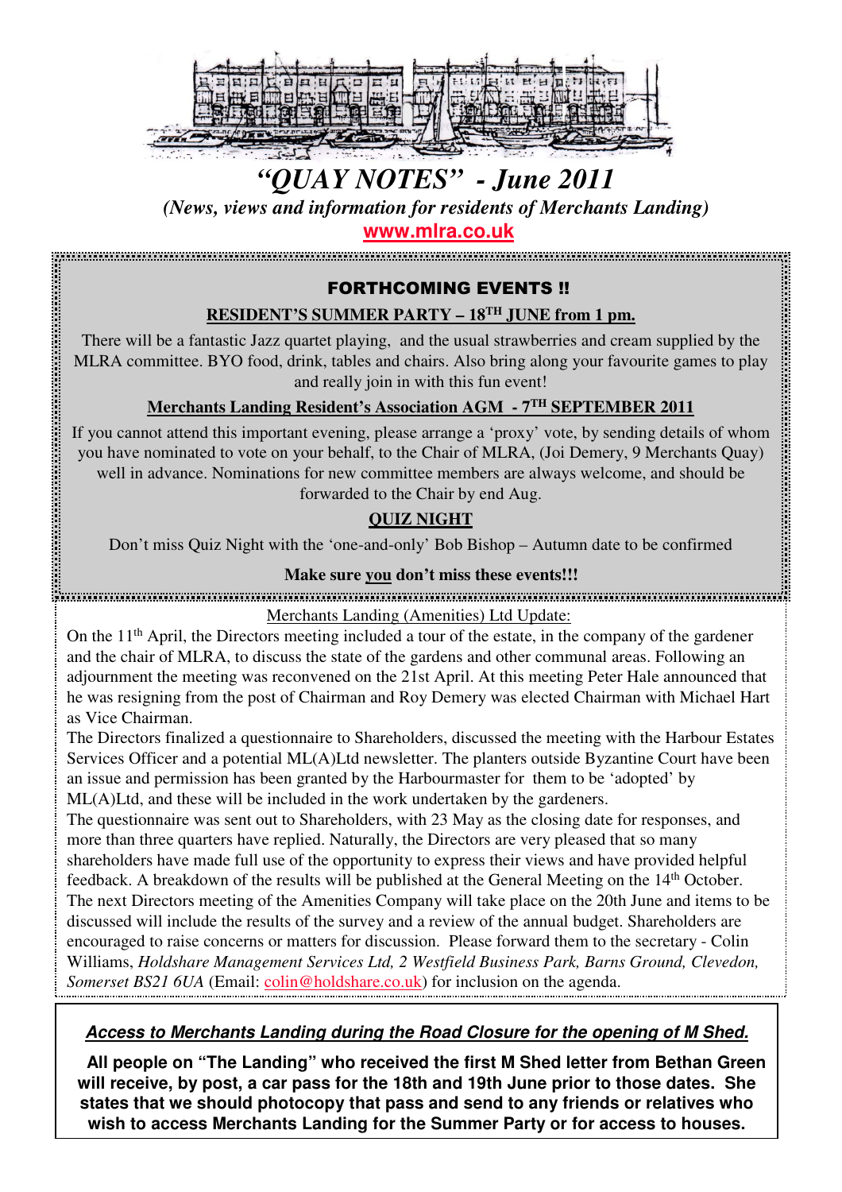# *"QUAY NOTES" - June 2011*

***(News, views and information for residents of Merchants Landing)***

**www.mlra.co.uk**

## FORTHCOMING EVENTS !!

**RESIDENT'S SUMMER PARTY – 18TH JUNE from 1 pm.**

There will be a fantastic Jazz quartet playing, and the usual strawberries and cream supplied by the MLRA committee. BYO food, drink, tables and chairs. Also bring along your favourite games to play and really join in with this fun event!

**Merchants Landing Resident's Association AGM - 7TH SEPTEMBER 2011**

If you cannot attend this important evening, please arrange a 'proxy' vote, by sending details of whom you have nominated to vote on your behalf, to the Chair of MLRA, (Joi Demery, 9 Merchants Quay) well in advance. Nominations for new committee members are always welcome, and should be forwarded to the Chair by end Aug.

**QUIZ NIGHT**

Don't miss Quiz Night with the 'one-and-only' Bob Bishop – Autumn date to be confirmed

**Make sure you don't miss these events!!!**

Merchants Landing (Amenities) Ltd Update:

On the 11th April, the Directors meeting included a tour of the estate, in the company of the gardener and the chair of MLRA, to discuss the state of the gardens and other communal areas. Following an adjournment the meeting was reconvened on the 21st April. At this meeting Peter Hale announced that he was resigning from the post of Chairman and Roy Demery was elected Chairman with Michael Hart as Vice Chairman.

The Directors finalized a questionnaire to Shareholders, discussed the meeting with the Harbour Estates Services Officer and a potential ML(A)Ltd newsletter. The planters outside Byzantine Court have been an issue and permission has been granted by the Harbourmaster for them to be 'adopted' by ML(A)Ltd, and these will be included in the work undertaken by the gardeners.

The questionnaire was sent out to Shareholders, with 23 May as the closing date for responses, and more than three quarters have replied. Naturally, the Directors are very pleased that so many shareholders have made full use of the opportunity to express their views and have provided helpful feedback. A breakdown of the results will be published at the General Meeting on the 14th October.

The next Directors meeting of the Amenities Company will take place on the 20th June and items to be discussed will include the results of the survey and a review of the annual budget. Shareholders are encouraged to raise concerns or matters for discussion. Please forward them to the secretary - Colin Williams, *Holdshare Management Services Ltd, 2 Westfield Business Park, Barns Ground, Clevedon, Somerset BS21 6UA* (Email: colin@holdshare.co.uk) for inclusion on the agenda.

***Access to Merchants Landing during the Road Closure for the opening of M Shed.***

**All people on "The Landing" who received the first M Shed letter from Bethan Green will receive, by post, a car pass for the 18th and 19th June prior to those dates. She states that we should photocopy that pass and send to any friends or relatives who wish to access Merchants Landing for the Summer Party or for access to houses.**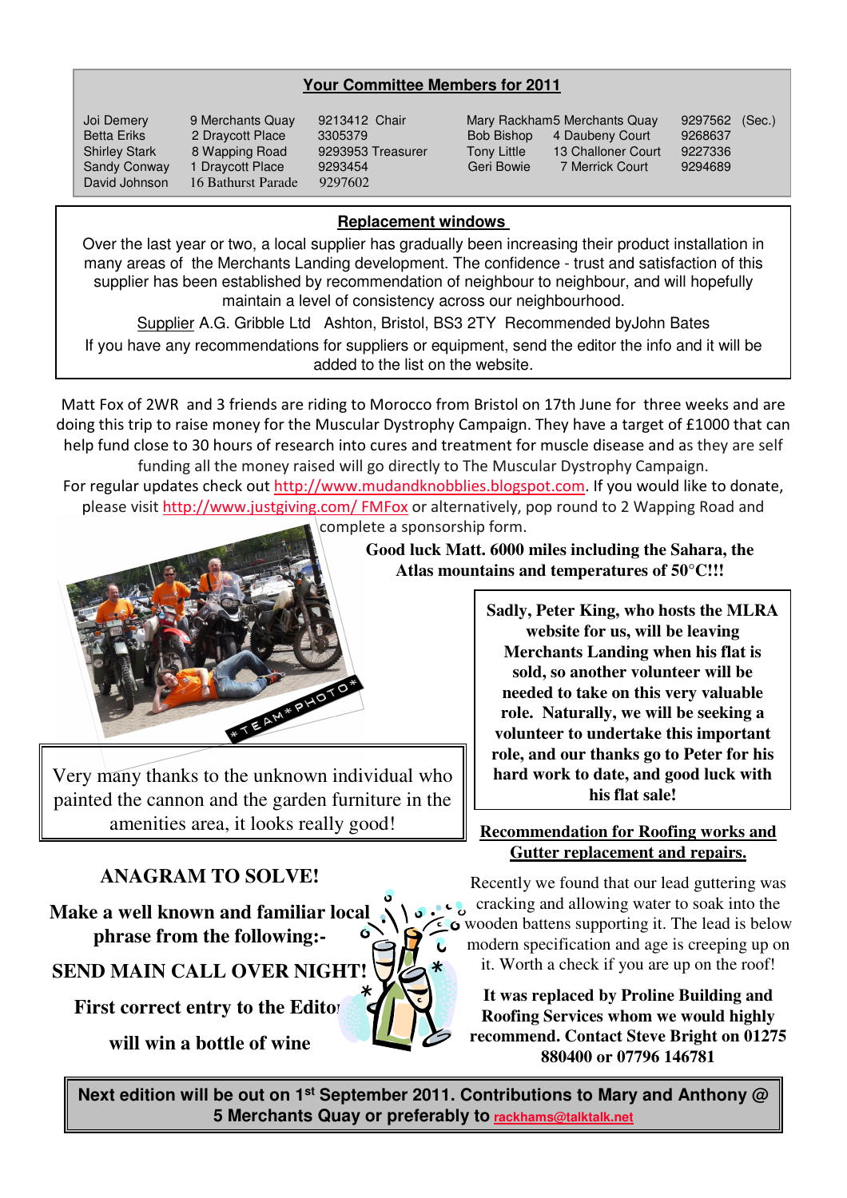## Your Committee Members for 2011

| Name | Address | Phone | Role | Name | Address | Phone | Role |
|---|---|---|---|---|---|---|---|
| Joi Demery | 9 Merchants Quay | 9213412 | Chair | Mary Rackham | 5 Merchants Quay | 9297562 | (Sec.) |
| Betta Eriks | 2 Draycott Place | 3305379 | | Bob Bishop | 4 Daubeny Court | 9268637 | |
| Shirley Stark | 8 Wapping Road | 9293953 | Treasurer | Tony Little | 13 Challoner Court | 9227336 | |
| Sandy Conway | 1 Draycott Place | 9293454 | | Geri Bowie | 7 Merrick Court | 9294689 | |
| David Johnson | 16 Bathurst Parade | 9297602 | | | | | |

## Replacement windows

Over the last year or two, a local supplier has gradually been increasing their product installation in many areas of the Merchants Landing development. The confidence - trust and satisfaction of this supplier has been established by recommendation of neighbour to neighbour, and will hopefully maintain a level of consistency across our neighbourhood.

Supplier A.G. Gribble Ltd Ashton, Bristol, BS3 2TY Recommended byJohn Bates

If you have any recommendations for suppliers or equipment, send the editor the info and it will be added to the list on the website.

Matt Fox of 2WR and 3 friends are riding to Morocco from Bristol on 17th June for three weeks and are doing this trip to raise money for the Muscular Dystrophy Campaign. They have a target of £1000 that can help fund close to 30 hours of research into cures and treatment for muscle disease and as they are self funding all the money raised will go directly to The Muscular Dystrophy Campaign.

For regular updates check out http://www.mudandknobblies.blogspot.com. If you would like to donate, please visit http://www.justgiving.com/ FMFox or alternatively, pop round to 2 Wapping Road and complete a sponsorship form.

**Good luck Matt. 6000 miles including the Sahara, the Atlas mountains and temperatures of 50°C!!!**

**Sadly, Peter King, who hosts the MLRA website for us, will be leaving Merchants Landing when his flat is sold, so another volunteer will be needed to take on this very valuable role. Naturally, we will be seeking a volunteer to undertake this important role, and our thanks go to Peter for his hard work to date, and good luck with his flat sale!**

Very many thanks to the unknown individual who painted the cannon and the garden furniture in the amenities area, it looks really good!

## Recommendation for Roofing works and Gutter replacement and repairs.

Recently we found that our lead guttering was cracking and allowing water to soak into the wooden battens supporting it. The lead is below modern specification and age is creeping up on it. Worth a check if you are up on the roof!

**It was replaced by Proline Building and Roofing Services whom we would highly recommend. Contact Steve Bright on 01275 880400 or 07796 146781**

## ANAGRAM TO SOLVE!

**Make a well known and familiar local phrase from the following:-**

**SEND MAIN CALL OVER NIGHT!**

**First correct entry to the Editor will win a bottle of wine**

**Next edition will be out on 1st September 2011. Contributions to Mary and Anthony @ 5 Merchants Quay or preferably to rackhams@talktalk.net**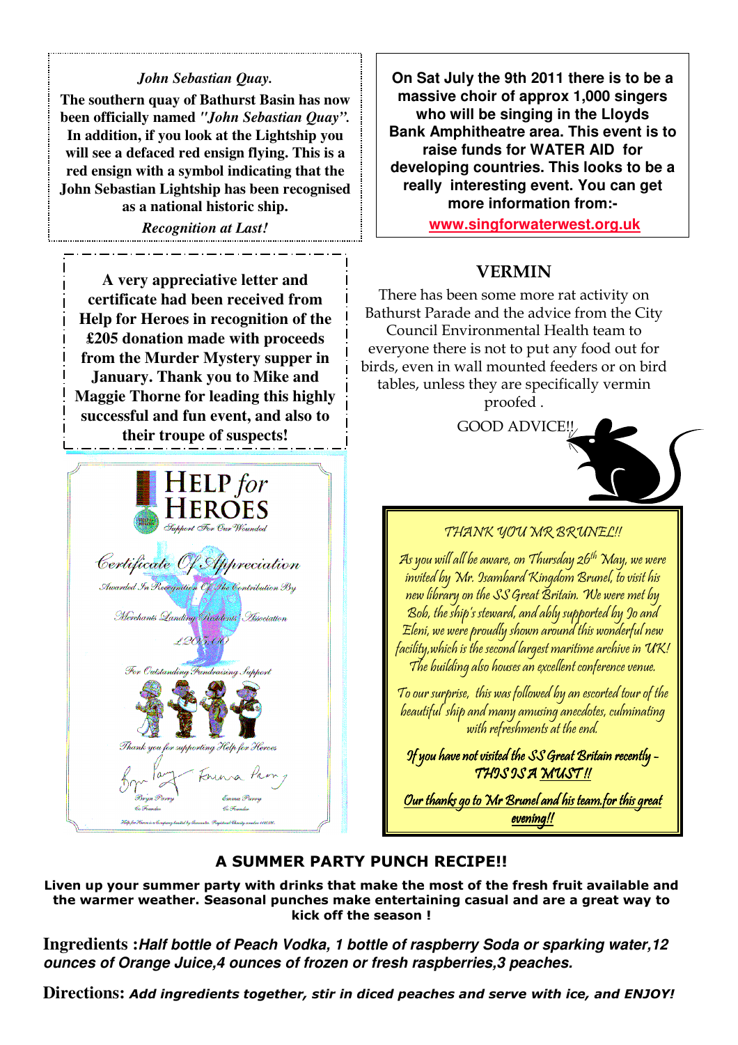### *John Sebastian Quay.*

**The southern quay of Bathurst Basin has now been officially named *"John Sebastian Quay"*. In addition, if you look at the Lightship you will see a defaced red ensign flying. This is a red ensign with a symbol indicating that the John Sebastian Lightship has been recognised as a national historic ship.**

***Recognition at Last!***

**On Sat July the 9th 2011 there is to be a massive choir of approx 1,000 singers who will be singing in the Lloyds Bank Amphitheatre area. This event is to raise funds for WATER AID for developing countries. This looks to be a really interesting event. You can get more information from:-**

**www.singforwaterwest.org.uk**

**A very appreciative letter and certificate had been received from Help for Heroes in recognition of the £205 donation made with proceeds from the Murder Mystery supper in January. Thank you to Mike and Maggie Thorne for leading this highly successful and fun event, and also to their troupe of suspects!**

HELP *for* HEROES

*Support For Our Wounded*

*Certificate Of Appreciation*

*Awarded In Recognition Of The Contribution By*

*Merchants Landing Residents Association*

*£205.00*

*For Outstanding Fundraising Support*

*Thank you for supporting Help for Heroes*

*Bryn Parry* — *Co Founder*

*Emma Parry* — *Co Founder*

## VERMIN

There has been some more rat activity on Bathurst Parade and the advice from the City Council Environmental Health team to everyone there is not to put any food out for birds, even in wall mounted feeders or on bird tables, unless they are specifically vermin proofed .

GOOD ADVICE!!

### *THANK YOU MR BRUNEL!!*

*As you will all be aware, on Thursday 26th May, we were invited by Mr. Isambard Kingdom Brunel, to visit his new library on the SS Great Britain. We were met by Bob, the ship's steward, and ably supported by Jo and Eleni, we were proudly shown around this wonderful new facility,which is the second largest maritime archive in UK! The building also houses an excellent conference venue.*

*To our surprise, this was followed by an escorted tour of the beautiful ship and many amusing anecdotes, culminating with refreshments at the end.*

***If you have not visited the SS Great Britain recently – THIS IS A MUST!!***

***Our thanks go to Mr Brunel and his team.for this great evening!!***

## A SUMMER PARTY PUNCH RECIPE!!

**Liven up your summer party with drinks that make the most of the fresh fruit available and the warmer weather. Seasonal punches make entertaining casual and are a great way to kick off the season !**

**Ingredients :*Half bottle of Peach Vodka, 1 bottle of raspberry Soda or sparking water,12 ounces of Orange Juice,4 ounces of frozen or fresh raspberries,3 peaches.***

**Directions: *Add ingredients together, stir in diced peaches and serve with ice, and ENJOY!***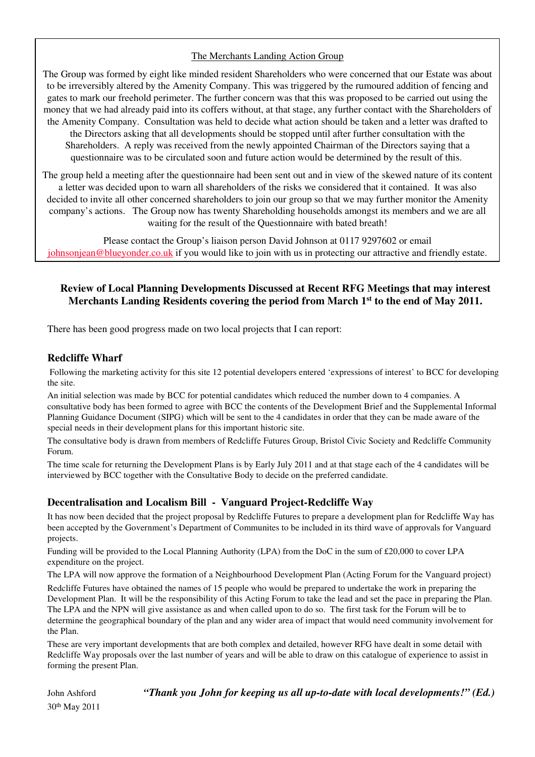## The Merchants Landing Action Group

The Group was formed by eight like minded resident Shareholders who were concerned that our Estate was about to be irreversibly altered by the Amenity Company. This was triggered by the rumoured addition of fencing and gates to mark our freehold perimeter. The further concern was that this was proposed to be carried out using the money that we had already paid into its coffers without, at that stage, any further contact with the Shareholders of the Amenity Company. Consultation was held to decide what action should be taken and a letter was drafted to the Directors asking that all developments should be stopped until after further consultation with the Shareholders. A reply was received from the newly appointed Chairman of the Directors saying that a questionnaire was to be circulated soon and future action would be determined by the result of this.

The group held a meeting after the questionnaire had been sent out and in view of the skewed nature of its content a letter was decided upon to warn all shareholders of the risks we considered that it contained. It was also decided to invite all other concerned shareholders to join our group so that we may further monitor the Amenity company's actions. The Group now has twenty Shareholding households amongst its members and we are all waiting for the result of the Questionnaire with bated breath!

Please contact the Group's liaison person David Johnson at 0117 9297602 or email johnsonjean@blueyonder.co.uk if you would like to join with us in protecting our attractive and friendly estate.

## Review of Local Planning Developments Discussed at Recent RFG Meetings that may interest Merchants Landing Residents covering the period from March 1st to the end of May 2011.

There has been good progress made on two local projects that I can report:

### Redcliffe Wharf

Following the marketing activity for this site 12 potential developers entered 'expressions of interest' to BCC for developing the site.

An initial selection was made by BCC for potential candidates which reduced the number down to 4 companies. A consultative body has been formed to agree with BCC the contents of the Development Brief and the Supplemental Informal Planning Guidance Document (SIPG) which will be sent to the 4 candidates in order that they can be made aware of the special needs in their development plans for this important historic site.

The consultative body is drawn from members of Redcliffe Futures Group, Bristol Civic Society and Redcliffe Community Forum.

The time scale for returning the Development Plans is by Early July 2011 and at that stage each of the 4 candidates will be interviewed by BCC together with the Consultative Body to decide on the preferred candidate.

### Decentralisation and Localism Bill - Vanguard Project-Redcliffe Way

It has now been decided that the project proposal by Redcliffe Futures to prepare a development plan for Redcliffe Way has been accepted by the Government's Department of Communites to be included in its third wave of approvals for Vanguard projects.

Funding will be provided to the Local Planning Authority (LPA) from the DoC in the sum of £20,000 to cover LPA expenditure on the project.

The LPA will now approve the formation of a Neighbourhood Development Plan (Acting Forum for the Vanguard project)

Redcliffe Futures have obtained the names of 15 people who would be prepared to undertake the work in preparing the Development Plan. It will be the responsibility of this Acting Forum to take the lead and set the pace in preparing the Plan. The LPA and the NPN will give assistance as and when called upon to do so. The first task for the Forum will be to determine the geographical boundary of the plan and any wider area of impact that would need community involvement for the Plan.

These are very important developments that are both complex and detailed, however RFG have dealt in some detail with Redcliffe Way proposals over the last number of years and will be able to draw on this catalogue of experience to assist in forming the present Plan.

John Ashford
30th May 2011

***"Thank you John for keeping us all up-to-date with local developments!" (Ed.)***